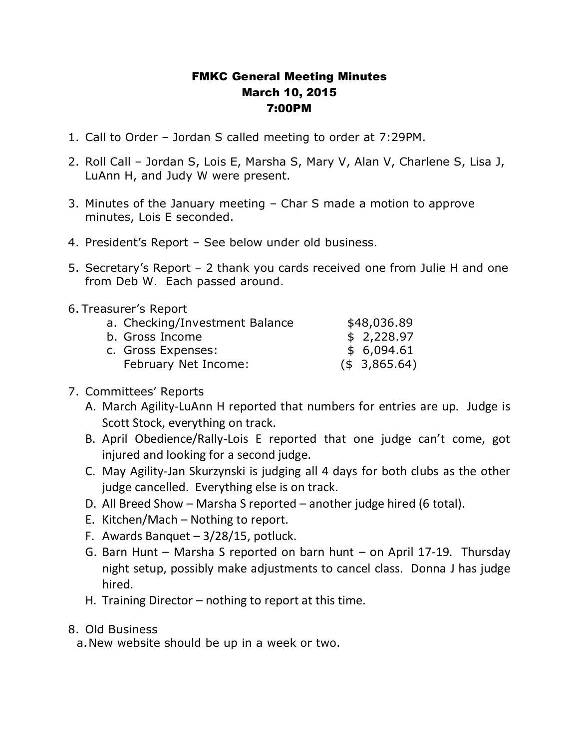# FMKC General Meeting Minutes
## March 10, 2015
## 7:00PM

1. Call to Order – Jordan S called meeting to order at 7:29PM.

2. Roll Call – Jordan S, Lois E, Marsha S, Mary V, Alan V, Charlene S, Lisa J, LuAnn H, and Judy W were present.

3. Minutes of the January meeting – Char S made a motion to approve minutes, Lois E seconded.

4. President's Report – See below under old business.

5. Secretary's Report – 2 thank you cards received one from Julie H and one from Deb W. Each passed around.

6. Treasurer's Report

| | |
|---|---|
| a. Checking/Investment Balance | $48,036.89 |
| b. Gross Income | $ 2,228.97 |
| c. Gross Expenses: | $ 6,094.61 |
| February Net Income: | ($ 3,865.64) |

7. Committees' Reports
   - A. March Agility-LuAnn H reported that numbers for entries are up. Judge is Scott Stock, everything on track.
   - B. April Obedience/Rally-Lois E reported that one judge can't come, got injured and looking for a second judge.
   - C. May Agility-Jan Skurzynski is judging all 4 days for both clubs as the other judge cancelled. Everything else is on track.
   - D. All Breed Show – Marsha S reported – another judge hired (6 total).
   - E. Kitchen/Mach – Nothing to report.
   - F. Awards Banquet – 3/28/15, potluck.
   - G. Barn Hunt – Marsha S reported on barn hunt – on April 17-19. Thursday night setup, possibly make adjustments to cancel class. Donna J has judge hired.
   - H. Training Director – nothing to report at this time.

8. Old Business
   - a. New website should be up in a week or two.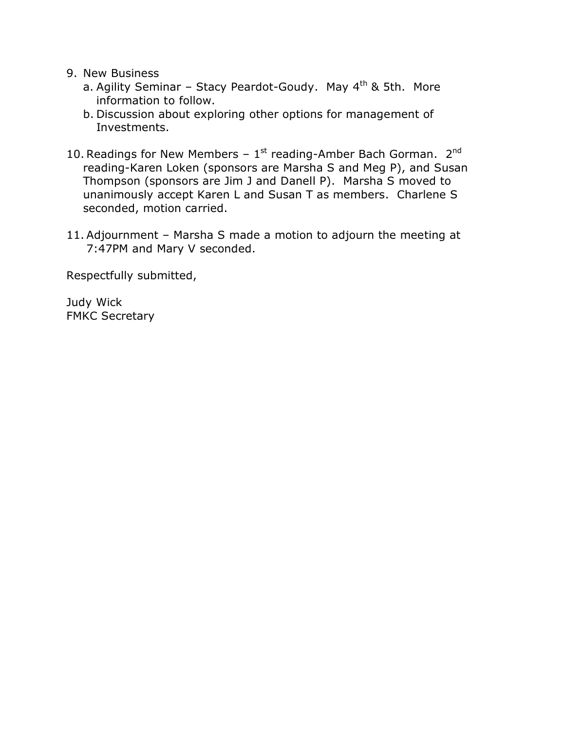9. New Business
   a. Agility Seminar – Stacy Peardot-Goudy. May 4th & 5th. More information to follow.
   b. Discussion about exploring other options for management of Investments.

10. Readings for New Members – 1st reading-Amber Bach Gorman. 2nd reading-Karen Loken (sponsors are Marsha S and Meg P), and Susan Thompson (sponsors are Jim J and Danell P). Marsha S moved to unanimously accept Karen L and Susan T as members. Charlene S seconded, motion carried.

11. Adjournment – Marsha S made a motion to adjourn the meeting at 7:47PM and Mary V seconded.

Respectfully submitted,

Judy Wick
FMKC Secretary